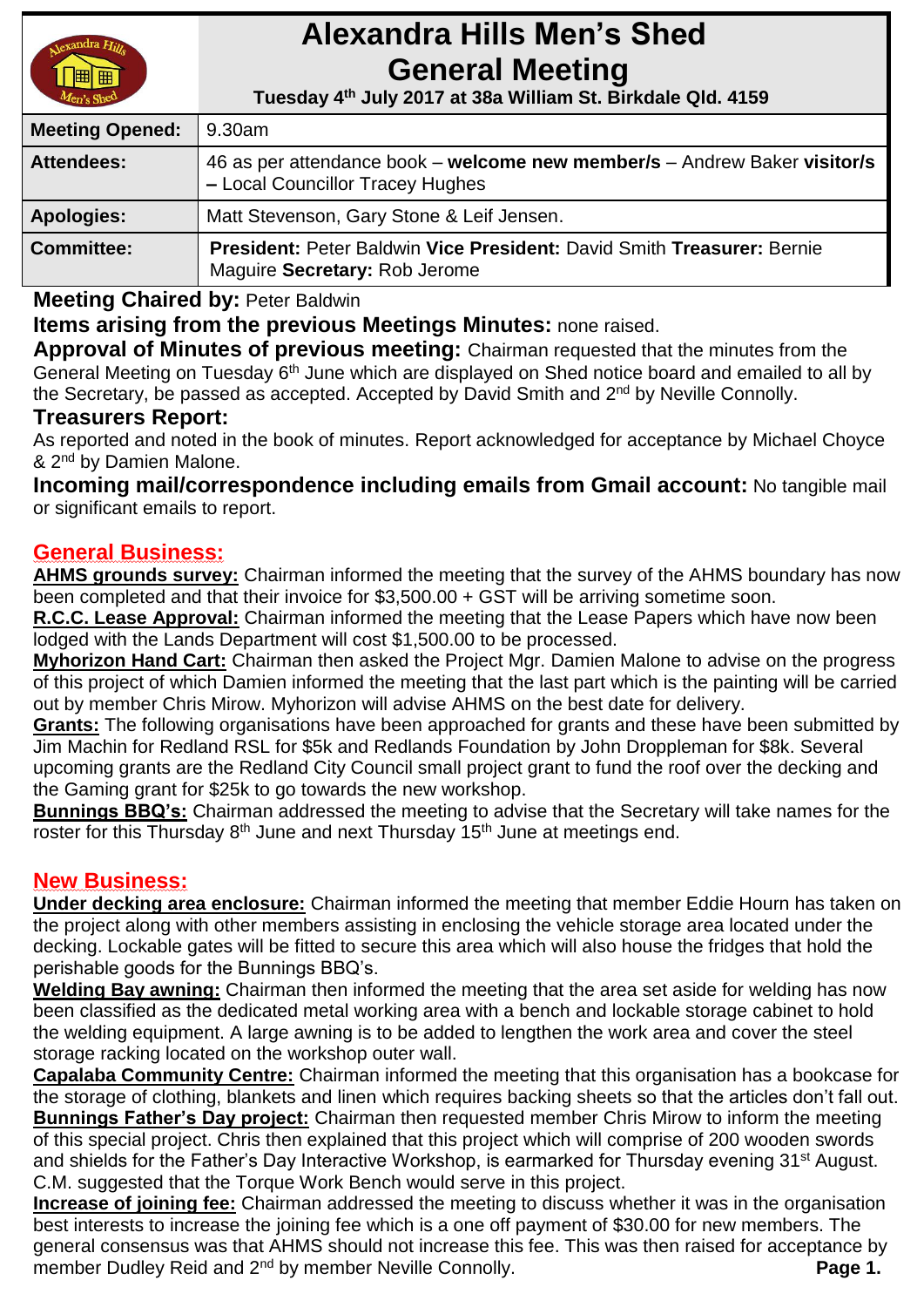# Alexandra Hills Men's Shed
# General Meeting

**Tuesday 4th July 2017 at 38a William St. Birkdale Qld. 4159**

| | |
|---|---|
| **Meeting Opened:** | 9.30am |
| **Attendees:** | 46 as per attendance book – **welcome new member/s** – Andrew Baker **visitor/s –** Local Councillor Tracey Hughes |
| **Apologies:** | Matt Stevenson, Gary Stone & Leif Jensen. |
| **Committee:** | **President:** Peter Baldwin **Vice President:** David Smith **Treasurer:** Bernie Maguire **Secretary:** Rob Jerome |

**Meeting Chaired by:** Peter Baldwin

**Items arising from the previous Meetings Minutes:** none raised.

**Approval of Minutes of previous meeting:** Chairman requested that the minutes from the General Meeting on Tuesday 6th June which are displayed on Shed notice board and emailed to all by the Secretary, be passed as accepted. Accepted by David Smith and 2nd by Neville Connolly.

**Treasurers Report:**

As reported and noted in the book of minutes. Report acknowledged for acceptance by Michael Choyce & 2nd by Damien Malone.

**Incoming mail/correspondence including emails from Gmail account:** No tangible mail or significant emails to report.

## General Business:

**AHMS grounds survey:** Chairman informed the meeting that the survey of the AHMS boundary has now been completed and that their invoice for $3,500.00 + GST will be arriving sometime soon.

**R.C.C. Lease Approval:** Chairman informed the meeting that the Lease Papers which have now been lodged with the Lands Department will cost $1,500.00 to be processed.

**Myhorizon Hand Cart:** Chairman then asked the Project Mgr. Damien Malone to advise on the progress of this project of which Damien informed the meeting that the last part which is the painting will be carried out by member Chris Mirow. Myhorizon will advise AHMS on the best date for delivery.

**Grants:** The following organisations have been approached for grants and these have been submitted by Jim Machin for Redland RSL for $5k and Redlands Foundation by John Droppleman for $8k. Several upcoming grants are the Redland City Council small project grant to fund the roof over the decking and the Gaming grant for $25k to go towards the new workshop.

**Bunnings BBQ's:** Chairman addressed the meeting to advise that the Secretary will take names for the roster for this Thursday 8th June and next Thursday 15th June at meetings end.

## New Business:

**Under decking area enclosure:** Chairman informed the meeting that member Eddie Hourn has taken on the project along with other members assisting in enclosing the vehicle storage area located under the decking. Lockable gates will be fitted to secure this area which will also house the fridges that hold the perishable goods for the Bunnings BBQ's.

**Welding Bay awning:** Chairman then informed the meeting that the area set aside for welding has now been classified as the dedicated metal working area with a bench and lockable storage cabinet to hold the welding equipment. A large awning is to be added to lengthen the work area and cover the steel storage racking located on the workshop outer wall.

**Capalaba Community Centre:** Chairman informed the meeting that this organisation has a bookcase for the storage of clothing, blankets and linen which requires backing sheets so that the articles don't fall out.

**Bunnings Father's Day project:** Chairman then requested member Chris Mirow to inform the meeting of this special project. Chris then explained that this project which will comprise of 200 wooden swords and shields for the Father's Day Interactive Workshop, is earmarked for Thursday evening 31st August. C.M. suggested that the Torque Work Bench would serve in this project.

**Increase of joining fee:** Chairman addressed the meeting to discuss whether it was in the organisation best interests to increase the joining fee which is a one off payment of $30.00 for new members. The general consensus was that AHMS should not increase this fee. This was then raised for acceptance by member Dudley Reid and 2nd by member Neville Connolly.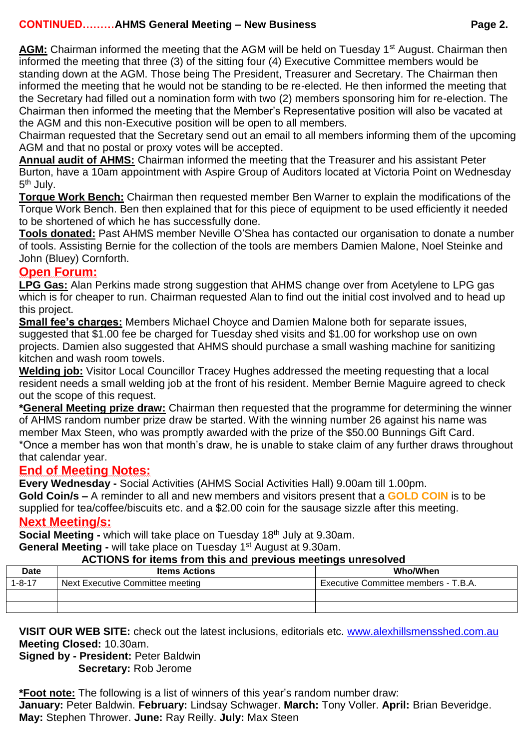**CONTINUED………AHMS General Meeting – New Business**

**AGM:** Chairman informed the meeting that the AGM will be held on Tuesday 1st August. Chairman then informed the meeting that three (3) of the sitting four (4) Executive Committee members would be standing down at the AGM. Those being The President, Treasurer and Secretary. The Chairman then informed the meeting that he would not be standing to be re-elected. He then informed the meeting that the Secretary had filled out a nomination form with two (2) members sponsoring him for re-election. The Chairman then informed the meeting that the Member's Representative position will also be vacated at the AGM and this non-Executive position will be open to all members.
Chairman requested that the Secretary send out an email to all members informing them of the upcoming AGM and that no postal or proxy votes will be accepted.

**Annual audit of AHMS:** Chairman informed the meeting that the Treasurer and his assistant Peter Burton, have a 10am appointment with Aspire Group of Auditors located at Victoria Point on Wednesday 5th July.

**Torque Work Bench:** Chairman then requested member Ben Warner to explain the modifications of the Torque Work Bench. Ben then explained that for this piece of equipment to be used efficiently it needed to be shortened of which he has successfully done.

**Tools donated:** Past AHMS member Neville O'Shea has contacted our organisation to donate a number of tools. Assisting Bernie for the collection of the tools are members Damien Malone, Noel Steinke and John (Bluey) Cornforth.

## Open Forum:

**LPG Gas:** Alan Perkins made strong suggestion that AHMS change over from Acetylene to LPG gas which is for cheaper to run. Chairman requested Alan to find out the initial cost involved and to head up this project.

**Small fee's charges:** Members Michael Choyce and Damien Malone both for separate issues, suggested that $1.00 fee be charged for Tuesday shed visits and $1.00 for workshop use on own projects. Damien also suggested that AHMS should purchase a small washing machine for sanitizing kitchen and wash room towels.

**Welding job:** Visitor Local Councillor Tracey Hughes addressed the meeting requesting that a local resident needs a small welding job at the front of his resident. Member Bernie Maguire agreed to check out the scope of this request.

***General Meeting prize draw:** Chairman then requested that the programme for determining the winner of AHMS random number prize draw be started. With the winning number 26 against his name was member Max Steen, who was promptly awarded with the prize of the $50.00 Bunnings Gift Card.
*Once a member has won that month's draw, he is unable to stake claim of any further draws throughout that calendar year.

## End of Meeting Notes:

**Every Wednesday -** Social Activities (AHMS Social Activities Hall) 9.00am till 1.00pm.
**Gold Coin/s –** A reminder to all and new members and visitors present that a **GOLD COIN** is to be supplied for tea/coffee/biscuits etc. and a $2.00 coin for the sausage sizzle after this meeting.

## Next Meeting/s:

**Social Meeting -** which will take place on Tuesday 18th July at 9.30am.
**General Meeting -** will take place on Tuesday 1st August at 9.30am.

**ACTIONS for items from this and previous meetings unresolved**

| Date | Items Actions | Who/When |
|---|---|---|
| 1-8-17 | Next Executive Committee meeting | Executive Committee members - T.B.A. |
| | | |
| | | |

**VISIT OUR WEB SITE:** check out the latest inclusions, editorials etc. www.alexhillsmensshed.com.au
**Meeting Closed:** 10.30am.
**Signed by - President:** Peter Baldwin
**Secretary:** Rob Jerome

***Foot note:** The following is a list of winners of this year's random number draw:
**January:** Peter Baldwin. **February:** Lindsay Schwager. **March:** Tony Voller. **April:** Brian Beveridge. **May:** Stephen Thrower. **June:** Ray Reilly. **July:** Max Steen